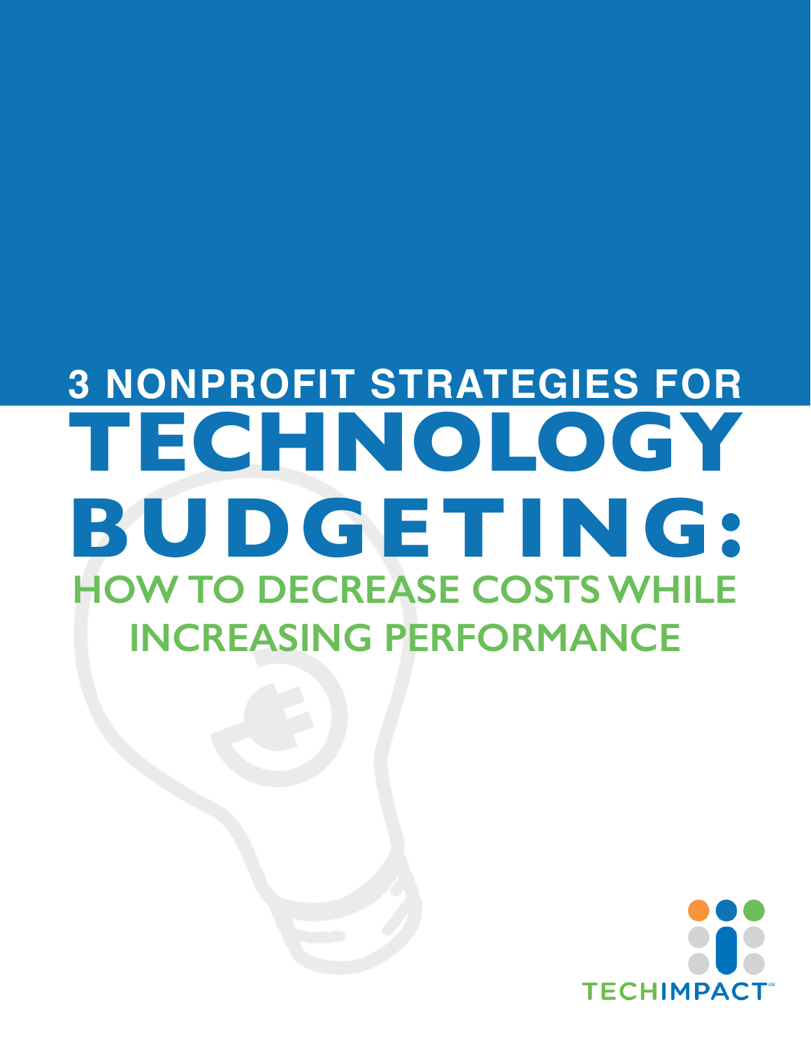# 3 NONPROFIT STRATEGIES FOR TECHNOLOGY BUDGETING:

## HOW TO DECREASE COSTS WHILE INCREASING PERFORMANCE

TECHIMPACT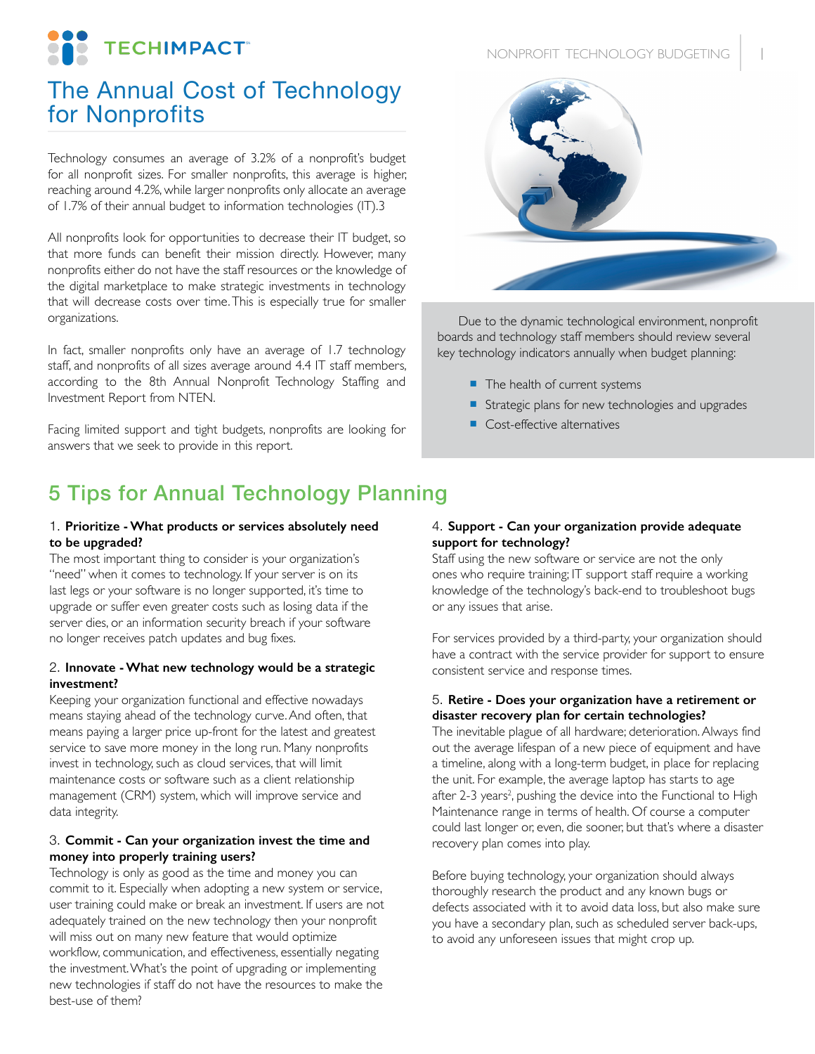# The Annual Cost of Technology for Nonprofits

Technology consumes an average of 3.2% of a nonprofit's budget for all nonprofit sizes. For smaller nonprofits, this average is higher, reaching around 4.2%, while larger nonprofits only allocate an average of 1.7% of their annual budget to information technologies (IT).3

All nonprofits look for opportunities to decrease their IT budget, so that more funds can benefit their mission directly. However, many nonprofits either do not have the staff resources or the knowledge of the digital marketplace to make strategic investments in technology that will decrease costs over time. This is especially true for smaller organizations.

In fact, smaller nonprofits only have an average of 1.7 technology staff, and nonprofits of all sizes average around 4.4 IT staff members, according to the 8th Annual Nonprofit Technology Staffing and Investment Report from NTEN.

Facing limited support and tight budgets, nonprofits are looking for answers that we seek to provide in this report.

Due to the dynamic technological environment, nonprofit boards and technology staff members should review several key technology indicators annually when budget planning:

- The health of current systems
- Strategic plans for new technologies and upgrades
- Cost-effective alternatives

## 5 Tips for Annual Technology Planning

1. **Prioritize - What products or services absolutely need to be upgraded?**
The most important thing to consider is your organization's "need" when it comes to technology. If your server is on its last legs or your software is no longer supported, it's time to upgrade or suffer even greater costs such as losing data if the server dies, or an information security breach if your software no longer receives patch updates and bug fixes.

2. **Innovate - What new technology would be a strategic investment?**
Keeping your organization functional and effective nowadays means staying ahead of the technology curve. And often, that means paying a larger price up-front for the latest and greatest service to save more money in the long run. Many nonprofits invest in technology, such as cloud services, that will limit maintenance costs or software such as a client relationship management (CRM) system, which will improve service and data integrity.

3. **Commit - Can your organization invest the time and money into properly training users?**
Technology is only as good as the time and money you can commit to it. Especially when adopting a new system or service, user training could make or break an investment. If users are not adequately trained on the new technology then your nonprofit will miss out on many new feature that would optimize workflow, communication, and effectiveness, essentially negating the investment. What's the point of upgrading or implementing new technologies if staff do not have the resources to make the best-use of them?

4. **Support - Can your organization provide adequate support for technology?**
Staff using the new software or service are not the only ones who require training; IT support staff require a working knowledge of the technology's back-end to troubleshoot bugs or any issues that arise.

For services provided by a third-party, your organization should have a contract with the service provider for support to ensure consistent service and response times.

5. **Retire - Does your organization have a retirement or disaster recovery plan for certain technologies?**
The inevitable plague of all hardware; deterioration. Always find out the average lifespan of a new piece of equipment and have a timeline, along with a long-term budget, in place for replacing the unit. For example, the average laptop has starts to age after 2-3 years[2], pushing the device into the Functional to High Maintenance range in terms of health. Of course a computer could last longer or, even, die sooner, but that's where a disaster recovery plan comes into play.

Before buying technology, your organization should always thoroughly research the product and any known bugs or defects associated with it to avoid data loss, but also make sure you have a secondary plan, such as scheduled server back-ups, to avoid any unforeseen issues that might crop up.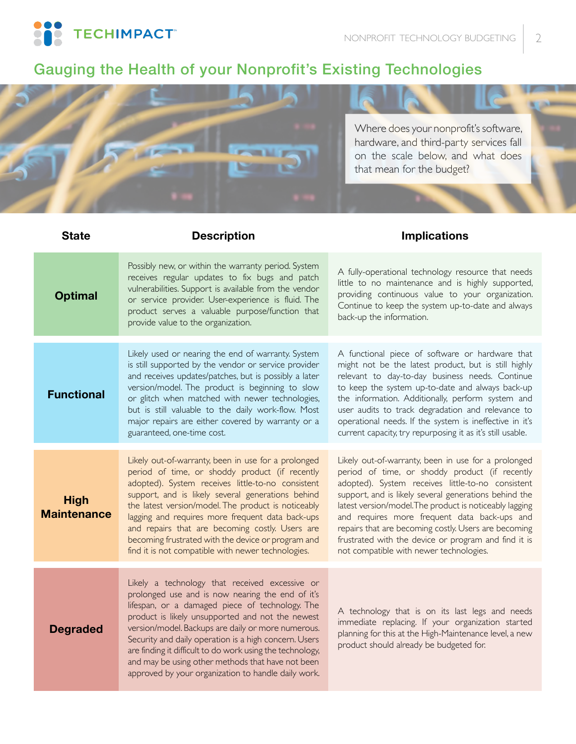## Gauging the Health of your Nonprofit's Existing Technologies

Where does your nonprofit's software, hardware, and third-party services fall on the scale below, and what does that mean for the budget?

| State | Description | Implications |
|---|---|---|
| **Optimal** | Possibly new, or within the warranty period. System receives regular updates to fix bugs and patch vulnerabilities. Support is available from the vendor or service provider. User-experience is fluid. The product serves a valuable purpose/function that provide value to the organization. | A fully-operational technology resource that needs little to no maintenance and is highly supported, providing continuous value to your organization. Continue to keep the system up-to-date and always back-up the information. |
| **Functional** | Likely used or nearing the end of warranty. System is still supported by the vendor or service provider and receives updates/patches, but is possibly a later version/model. The product is beginning to slow or glitch when matched with newer technologies, but is still valuable to the daily work-flow. Most major repairs are either covered by warranty or a guaranteed, one-time cost. | A functional piece of software or hardware that might not be the latest product, but is still highly relevant to day-to-day business needs. Continue to keep the system up-to-date and always back-up the information. Additionally, perform system and user audits to track degradation and relevance to operational needs. If the system is ineffective in it's current capacity, try repurposing it as it's still usable. |
| **High Maintenance** | Likely out-of-warranty, been in use for a prolonged period of time, or shoddy product (if recently adopted). System receives little-to-no consistent support, and is likely several generations behind the latest version/model. The product is noticeably lagging and requires more frequent data back-ups and repairs that are becoming costly. Users are becoming frustrated with the device or program and find it is not compatible with newer technologies. | Likely out-of-warranty, been in use for a prolonged period of time, or shoddy product (if recently adopted). System receives little-to-no consistent support, and is likely several generations behind the latest version/model. The product is noticeably lagging and requires more frequent data back-ups and repairs that are becoming costly. Users are becoming frustrated with the device or program and find it is not compatible with newer technologies. |
| **Degraded** | Likely a technology that received excessive or prolonged use and is now nearing the end of it's lifespan, or a damaged piece of technology. The product is likely unsupported and not the newest version/model. Backups are daily or more numerous. Security and daily operation is a high concern. Users are finding it difficult to do work using the technology, and may be using other methods that have not been approved by your organization to handle daily work. | A technology that is on its last legs and needs immediate replacing. If your organization started planning for this at the High-Maintenance level, a new product should already be budgeted for. |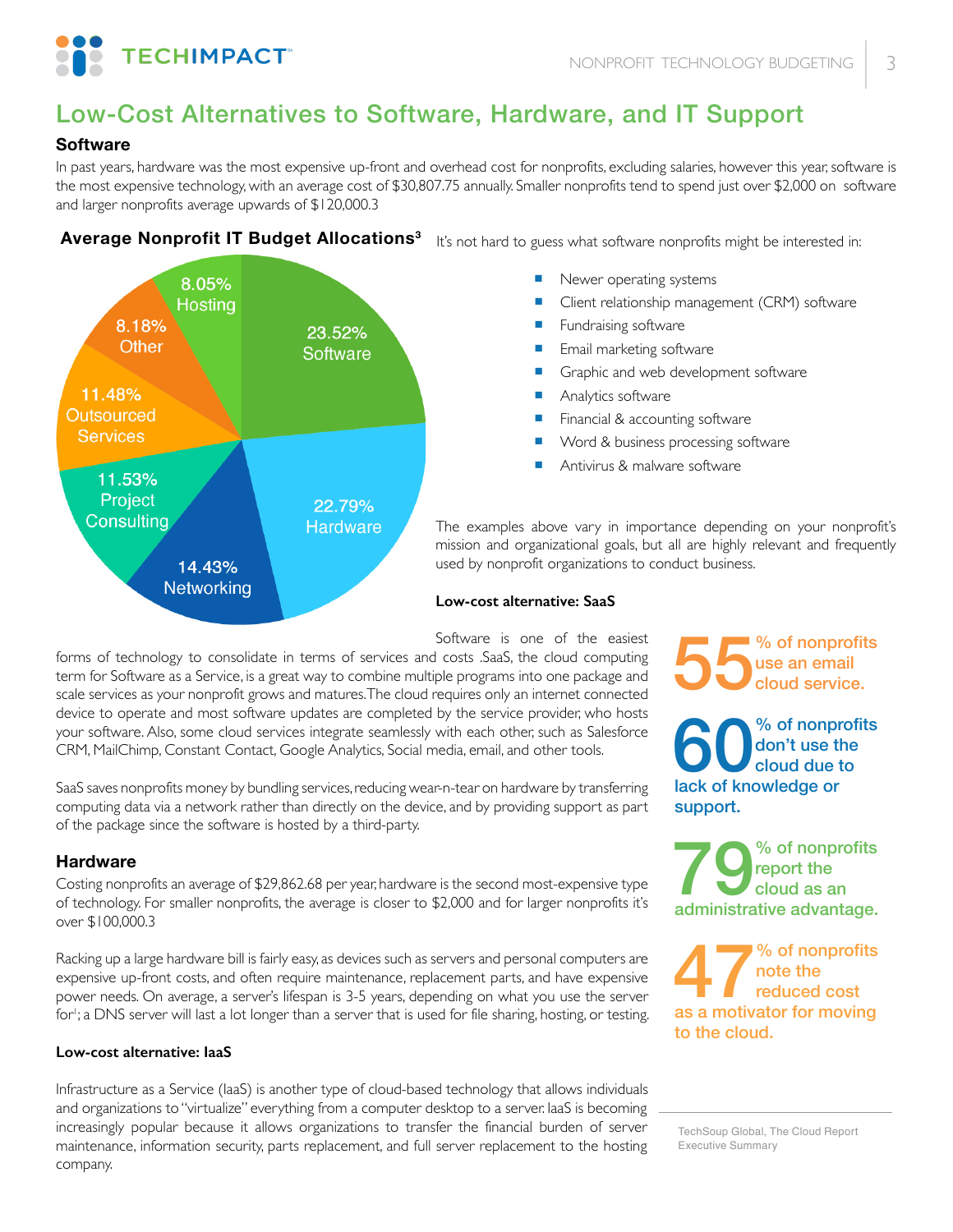# Low-Cost Alternatives to Software, Hardware, and IT Support

## Software

In past years, hardware was the most expensive up-front and overhead cost for nonprofits, excluding salaries, however this year, software is the most expensive technology, with an average cost of $30,807.75 annually. Smaller nonprofits tend to spend just over $2,000 on software and larger nonprofits average upwards of $120,000.3

**Average Nonprofit IT Budget Allocations[3]**

| Category | Percentage |
|---|---|
| Software | 23.52% |
| Hardware | 22.79% |
| Networking | 14.43% |
| Project Consulting | 11.53% |
| Outsourced Services | 11.48% |
| Other | 8.18% |
| Hosting | 8.05% |

It's not hard to guess what software nonprofits might be interested in:

- Newer operating systems
- Client relationship management (CRM) software
- Fundraising software
- Email marketing software
- Graphic and web development software
- Analytics software
- Financial & accounting software
- Word & business processing software
- Antivirus & malware software

The examples above vary in importance depending on your nonprofit's mission and organizational goals, but all are highly relevant and frequently used by nonprofit organizations to conduct business.

#### Low-cost alternative: SaaS

Software is one of the easiest forms of technology to consolidate in terms of services and costs .SaaS, the cloud computing term for Software as a Service, is a great way to combine multiple programs into one package and scale services as your nonprofit grows and matures.The cloud requires only an internet connected device to operate and most software updates are completed by the service provider, who hosts your software. Also, some cloud services integrate seamlessly with each other, such as Salesforce CRM, MailChimp, Constant Contact, Google Analytics, Social media, email, and other tools.

SaaS saves nonprofits money by bundling services, reducing wear-n-tear on hardware by transferring computing data via a network rather than directly on the device, and by providing support as part of the package since the software is hosted by a third-party.

**55** % of nonprofits use an email cloud service.

**60** % of nonprofits don't use the cloud due to lack of knowledge or support.

**79** % of nonprofits report the cloud as an administrative advantage.

**47** % of nonprofits note the reduced cost as a motivator for moving to the cloud.

TechSoup Global, The Cloud Report Executive Summary

## Hardware

Costing nonprofits an average of $29,862.68 per year, hardware is the second most-expensive type of technology. For smaller nonprofits, the average is closer to $2,000 and for larger nonprofits it's over $100,000.3

Racking up a large hardware bill is fairly easy, as devices such as servers and personal computers are expensive up-front costs, and often require maintenance, replacement parts, and have expensive power needs. On average, a server's lifespan is 3-5 years, depending on what you use the server for[1]; a DNS server will last a lot longer than a server that is used for file sharing, hosting, or testing.

#### Low-cost alternative: IaaS

Infrastructure as a Service (IaaS) is another type of cloud-based technology that allows individuals and organizations to "virtualize" everything from a computer desktop to a server. IaaS is becoming increasingly popular because it allows organizations to transfer the financial burden of server maintenance, information security, parts replacement, and full server replacement to the hosting company.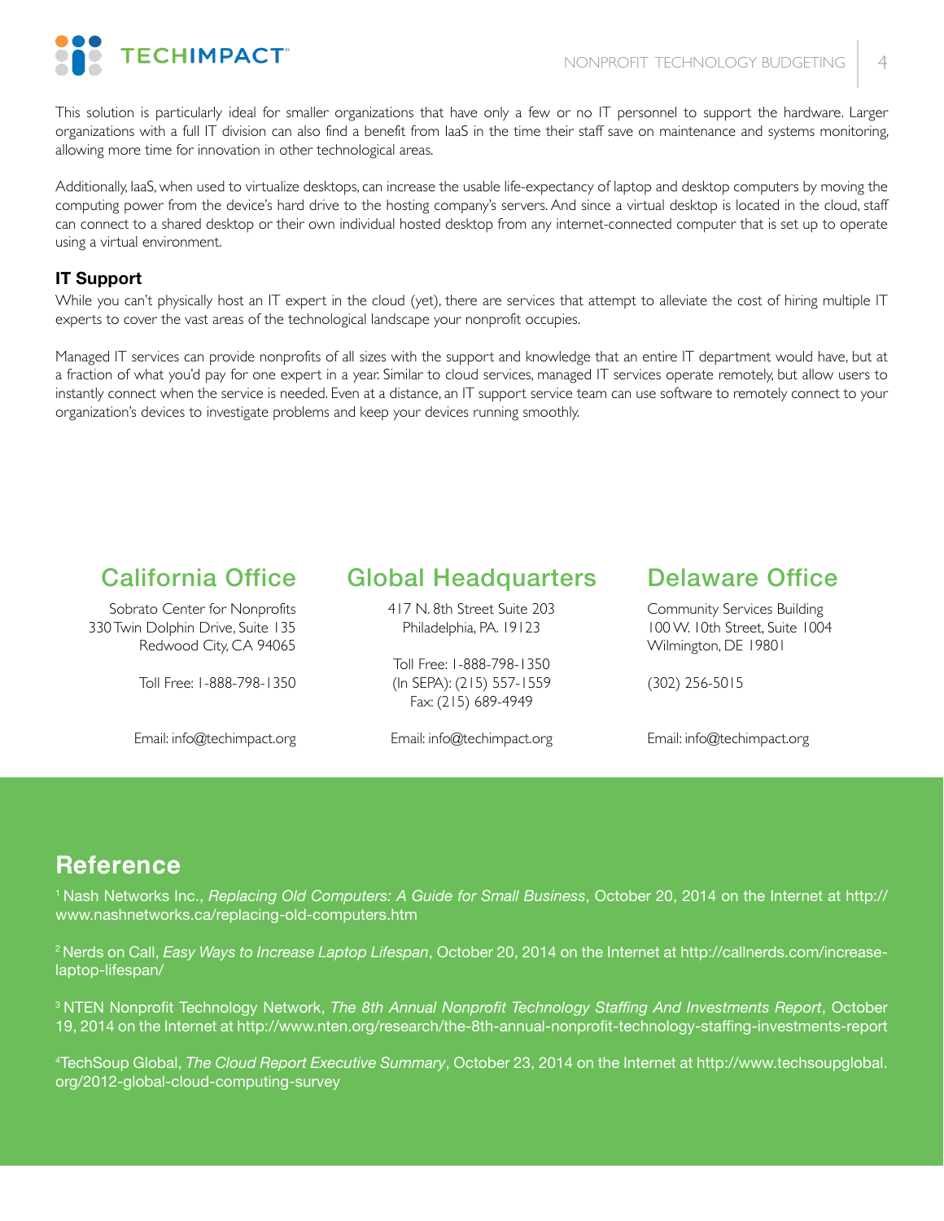This solution is particularly ideal for smaller organizations that have only a few or no IT personnel to support the hardware. Larger organizations with a full IT division can also find a benefit from IaaS in the time their staff save on maintenance and systems monitoring, allowing more time for innovation in other technological areas.

Additionally, IaaS, when used to virtualize desktops, can increase the usable life-expectancy of laptop and desktop computers by moving the computing power from the device's hard drive to the hosting company's servers. And since a virtual desktop is located in the cloud, staff can connect to a shared desktop or their own individual hosted desktop from any internet-connected computer that is set up to operate using a virtual environment.

**IT Support**

While you can't physically host an IT expert in the cloud (yet), there are services that attempt to alleviate the cost of hiring multiple IT experts to cover the vast areas of the technological landscape your nonprofit occupies.

Managed IT services can provide nonprofits of all sizes with the support and knowledge that an entire IT department would have, but at a fraction of what you'd pay for one expert in a year. Similar to cloud services, managed IT services operate remotely, but allow users to instantly connect when the service is needed. Even at a distance, an IT support service team can use software to remotely connect to your organization's devices to investigate problems and keep your devices running smoothly.

## California Office

Sobrato Center for Nonprofits
330 Twin Dolphin Drive, Suite 135
Redwood City, CA 94065

Toll Free: 1-888-798-1350

Email: info@techimpact.org

## Global Headquarters

417 N. 8th Street Suite 203
Philadelphia, PA. 19123

Toll Free: 1-888-798-1350
(In SEPA): (215) 557-1559
Fax: (215) 689-4949

Email: info@techimpact.org

## Delaware Office

Community Services Building
100 W. 10th Street, Suite 1004
Wilmington, DE 19801

(302) 256-5015

Email: info@techimpact.org

## Reference

[1] Nash Networks Inc., *Replacing Old Computers: A Guide for Small Business*, October 20, 2014 on the Internet at http://www.nashnetworks.ca/replacing-old-computers.htm

[2] Nerds on Call, *Easy Ways to Increase Laptop Lifespan*, October 20, 2014 on the Internet at http://callnerds.com/increase-laptop-lifespan/

[3] NTEN Nonprofit Technology Network, *The 8th Annual Nonprofit Technology Staffing And Investments Report*, October 19, 2014 on the Internet at http://www.nten.org/research/the-8th-annual-nonprofit-technology-staffing-investments-report

[4] TechSoup Global, *The Cloud Report Executive Summary*, October 23, 2014 on the Internet at http://www.techsoupglobal.org/2012-global-cloud-computing-survey